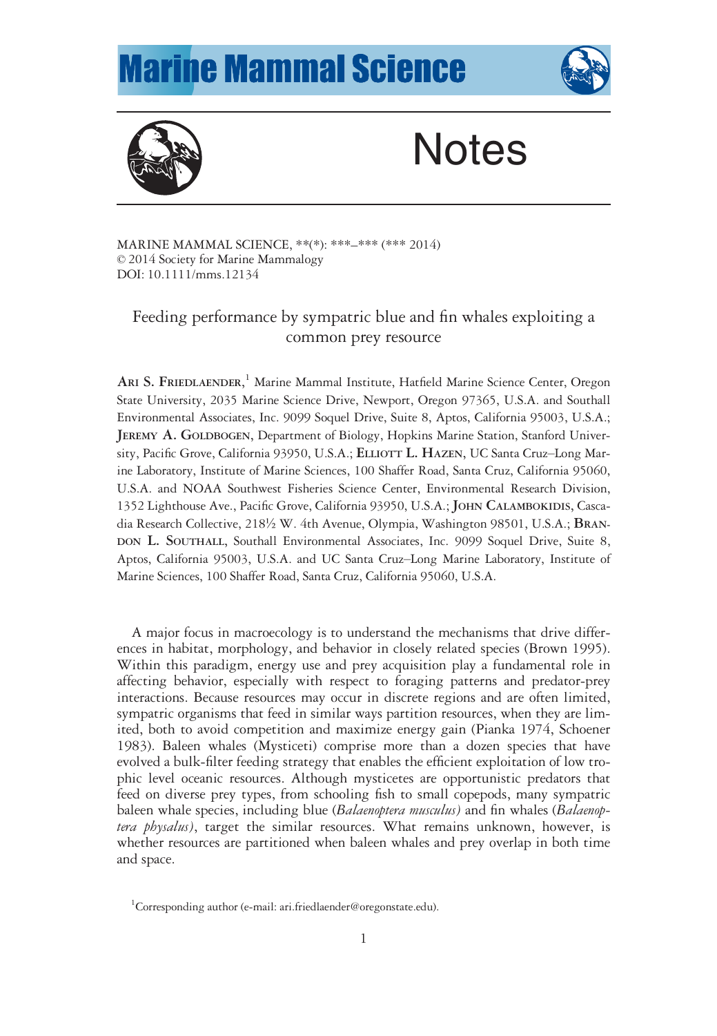# Feeding performance by sympatric blue and fin whales exploiting a common prey resource

**Ari S. Friedlaender**,[1] Marine Mammal Institute, Hatfield Marine Science Center, Oregon State University, 2035 Marine Science Drive, Newport, Oregon 97365, U.S.A. and Southall Environmental Associates, Inc. 9099 Soquel Drive, Suite 8, Aptos, California 95003, U.S.A.; **Jeremy A. Goldbogen**, Department of Biology, Hopkins Marine Station, Stanford University, Pacific Grove, California 93950, U.S.A.; **Elliott L. Hazen**, UC Santa Cruz–Long Marine Laboratory, Institute of Marine Sciences, 100 Shaffer Road, Santa Cruz, California 95060, U.S.A. and NOAA Southwest Fisheries Science Center, Environmental Research Division, 1352 Lighthouse Ave., Pacific Grove, California 93950, U.S.A.; **John Calambokidis**, Cascadia Research Collective, 218½ W. 4th Avenue, Olympia, Washington 98501, U.S.A.; **Brandon L. Southall**, Southall Environmental Associates, Inc. 9099 Soquel Drive, Suite 8, Aptos, California 95003, U.S.A. and UC Santa Cruz–Long Marine Laboratory, Institute of Marine Sciences, 100 Shaffer Road, Santa Cruz, California 95060, U.S.A.

A major focus in macroecology is to understand the mechanisms that drive differences in habitat, morphology, and behavior in closely related species (Brown 1995). Within this paradigm, energy use and prey acquisition play a fundamental role in affecting behavior, especially with respect to foraging patterns and predator-prey interactions. Because resources may occur in discrete regions and are often limited, sympatric organisms that feed in similar ways partition resources, when they are limited, both to avoid competition and maximize energy gain (Pianka 1974, Schoener 1983). Baleen whales (Mysticeti) comprise more than a dozen species that have evolved a bulk-filter feeding strategy that enables the efficient exploitation of low trophic level oceanic resources. Although mysticetes are opportunistic predators that feed on diverse prey types, from schooling fish to small copepods, many sympatric baleen whale species, including blue (*Balaenoptera musculus)* and fin whales (*Balaenoptera physalus)*, target the similar resources. What remains unknown, however, is whether resources are partitioned when baleen whales and prey overlap in both time and space.

[1]Corresponding author (e-mail: ari.friedlaender@oregonstate.edu).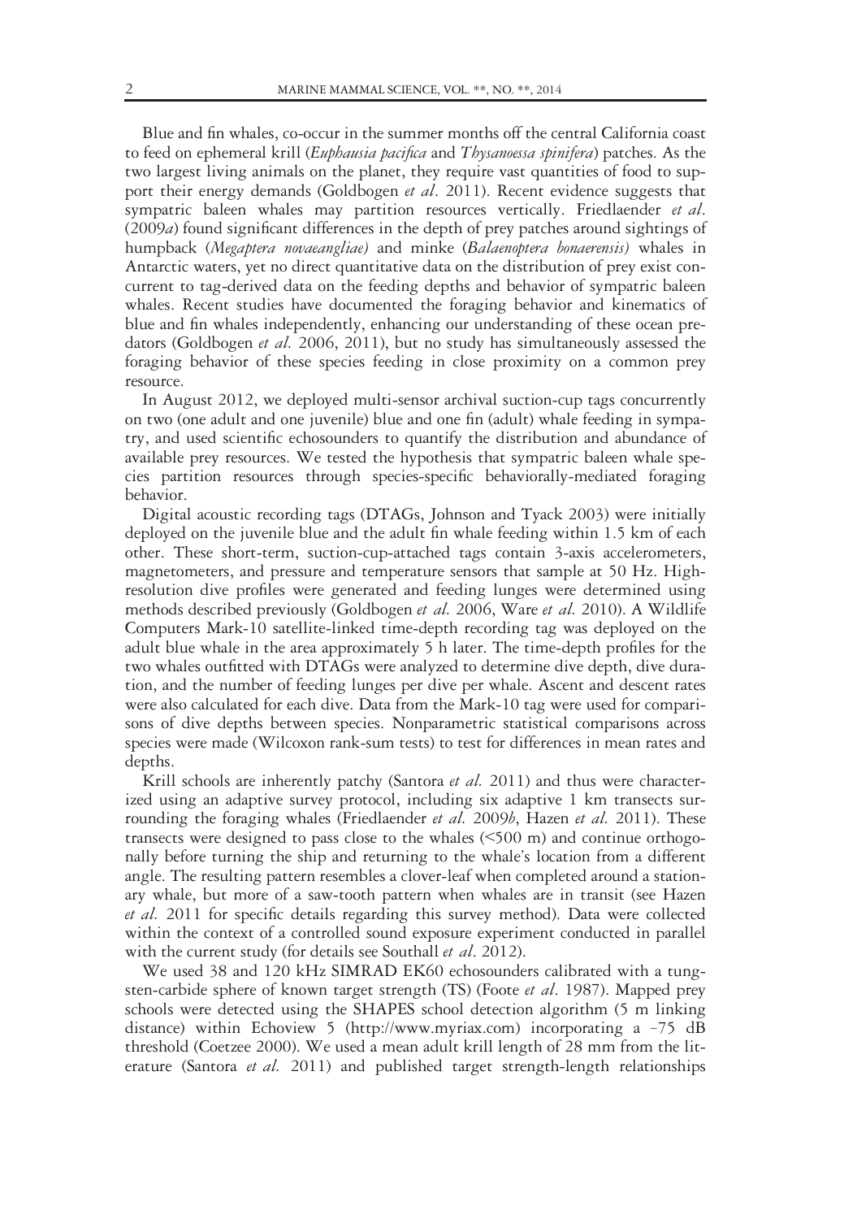Blue and fin whales, co-occur in the summer months off the central California coast to feed on ephemeral krill (*Euphausia pacifica* and *Thysanoessa spinifera*) patches. As the two largest living animals on the planet, they require vast quantities of food to support their energy demands (Goldbogen *et al*. 2011). Recent evidence suggests that sympatric baleen whales may partition resources vertically. Friedlaender *et al*. (2009*a*) found significant differences in the depth of prey patches around sightings of humpback (*Megaptera novaeangliae)* and minke (*Balaenoptera bonaerensis)* whales in Antarctic waters, yet no direct quantitative data on the distribution of prey exist concurrent to tag-derived data on the feeding depths and behavior of sympatric baleen whales. Recent studies have documented the foraging behavior and kinematics of blue and fin whales independently, enhancing our understanding of these ocean predators (Goldbogen *et al.* 2006, 2011), but no study has simultaneously assessed the foraging behavior of these species feeding in close proximity on a common prey resource.

In August 2012, we deployed multi-sensor archival suction-cup tags concurrently on two (one adult and one juvenile) blue and one fin (adult) whale feeding in sympatry, and used scientific echosounders to quantify the distribution and abundance of available prey resources. We tested the hypothesis that sympatric baleen whale species partition resources through species-specific behaviorally-mediated foraging behavior.

Digital acoustic recording tags (DTAGs, Johnson and Tyack 2003) were initially deployed on the juvenile blue and the adult fin whale feeding within 1.5 km of each other. These short-term, suction-cup-attached tags contain 3-axis accelerometers, magnetometers, and pressure and temperature sensors that sample at 50 Hz. High-resolution dive profiles were generated and feeding lunges were determined using methods described previously (Goldbogen *et al.* 2006, Ware *et al.* 2010). A Wildlife Computers Mark-10 satellite-linked time-depth recording tag was deployed on the adult blue whale in the area approximately 5 h later. The time-depth profiles for the two whales outfitted with DTAGs were analyzed to determine dive depth, dive duration, and the number of feeding lunges per dive per whale. Ascent and descent rates were also calculated for each dive. Data from the Mark-10 tag were used for comparisons of dive depths between species. Nonparametric statistical comparisons across species were made (Wilcoxon rank-sum tests) to test for differences in mean rates and depths.

Krill schools are inherently patchy (Santora *et al.* 2011) and thus were characterized using an adaptive survey protocol, including six adaptive 1 km transects surrounding the foraging whales (Friedlaender *et al.* 2009*b*, Hazen *et al.* 2011). These transects were designed to pass close to the whales (<500 m) and continue orthogonally before turning the ship and returning to the whale's location from a different angle. The resulting pattern resembles a clover-leaf when completed around a stationary whale, but more of a saw-tooth pattern when whales are in transit (see Hazen *et al.* 2011 for specific details regarding this survey method). Data were collected within the context of a controlled sound exposure experiment conducted in parallel with the current study (for details see Southall *et al*. 2012).

We used 38 and 120 kHz SIMRAD EK60 echosounders calibrated with a tungsten-carbide sphere of known target strength (TS) (Foote *et al*. 1987). Mapped prey schools were detected using the SHAPES school detection algorithm (5 m linking distance) within Echoview 5 (http://www.myriax.com) incorporating a −75 dB threshold (Coetzee 2000). We used a mean adult krill length of 28 mm from the literature (Santora *et al.* 2011) and published target strength-length relationships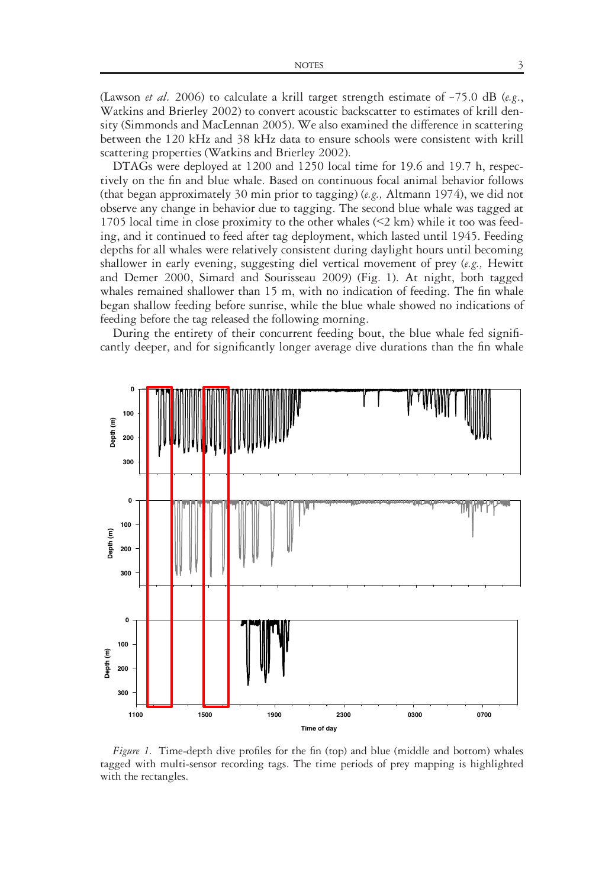(Lawson *et al.* 2006) to calculate a krill target strength estimate of –75.0 dB (*e.g.*, Watkins and Brierley 2002) to convert acoustic backscatter to estimates of krill density (Simmonds and MacLennan 2005). We also examined the difference in scattering between the 120 kHz and 38 kHz data to ensure schools were consistent with krill scattering properties (Watkins and Brierley 2002).

DTAGs were deployed at 1200 and 1250 local time for 19.6 and 19.7 h, respectively on the fin and blue whale. Based on continuous focal animal behavior follows (that began approximately 30 min prior to tagging) (*e.g.,* Altmann 1974), we did not observe any change in behavior due to tagging. The second blue whale was tagged at 1705 local time in close proximity to the other whales (<2 km) while it too was feeding, and it continued to feed after tag deployment, which lasted until 1945. Feeding depths for all whales were relatively consistent during daylight hours until becoming shallower in early evening, suggesting diel vertical movement of prey (*e.g.,* Hewitt and Demer 2000, Simard and Sourisseau 2009) (Fig. 1). At night, both tagged whales remained shallower than 15 m, with no indication of feeding. The fin whale began shallow feeding before sunrise, while the blue whale showed no indications of feeding before the tag released the following morning.

During the entirety of their concurrent feeding bout, the blue whale fed significantly deeper, and for significantly longer average dive durations than the fin whale

*Figure 1.* Time-depth dive profiles for the fin (top) and blue (middle and bottom) whales tagged with multi-sensor recording tags. The time periods of prey mapping is highlighted with the rectangles.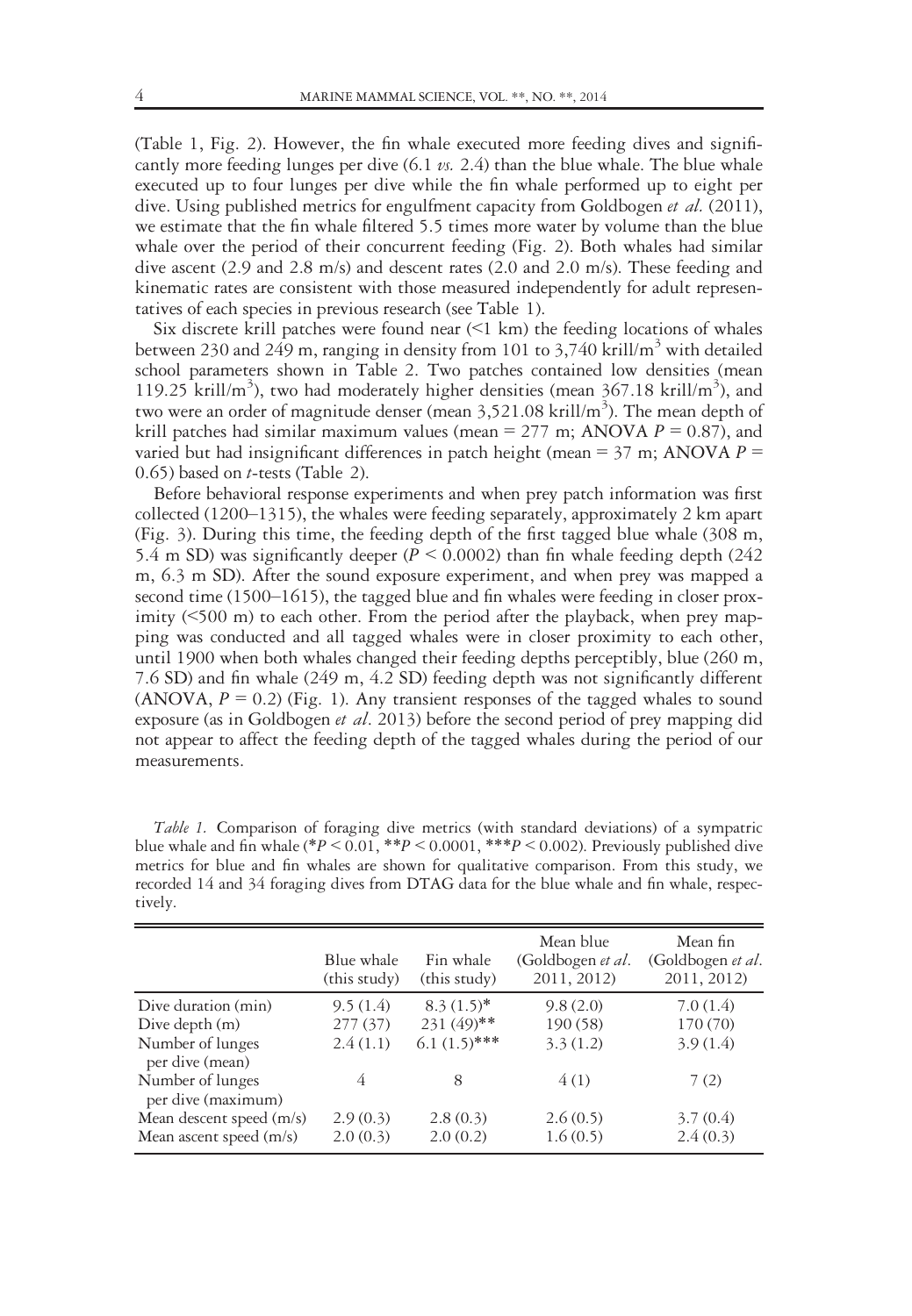(Table 1, Fig. 2). However, the fin whale executed more feeding dives and significantly more feeding lunges per dive (6.1 *vs.* 2.4) than the blue whale. The blue whale executed up to four lunges per dive while the fin whale performed up to eight per dive. Using published metrics for engulfment capacity from Goldbogen *et al.* (2011), we estimate that the fin whale filtered 5.5 times more water by volume than the blue whale over the period of their concurrent feeding (Fig. 2). Both whales had similar dive ascent (2.9 and 2.8 m/s) and descent rates (2.0 and 2.0 m/s). These feeding and kinematic rates are consistent with those measured independently for adult representatives of each species in previous research (see Table 1).

Six discrete krill patches were found near (<1 km) the feeding locations of whales between 230 and 249 m, ranging in density from 101 to 3,740 krill/m$^3$ with detailed school parameters shown in Table 2. Two patches contained low densities (mean 119.25 krill/m$^3$), two had moderately higher densities (mean 367.18 krill/m$^3$), and two were an order of magnitude denser (mean 3,521.08 krill/m$^3$). The mean depth of krill patches had similar maximum values (mean = 277 m; ANOVA $P = 0.87$), and varied but had insignificant differences in patch height (mean = 37 m; ANOVA $P = 0.65$) based on *t*-tests (Table 2).

Before behavioral response experiments and when prey patch information was first collected (1200–1315), the whales were feeding separately, approximately 2 km apart (Fig. 3). During this time, the feeding depth of the first tagged blue whale (308 m, 5.4 m SD) was significantly deeper ($P < 0.0002$) than fin whale feeding depth (242 m, 6.3 m SD). After the sound exposure experiment, and when prey was mapped a second time (1500–1615), the tagged blue and fin whales were feeding in closer proximity (<500 m) to each other. From the period after the playback, when prey mapping was conducted and all tagged whales were in closer proximity to each other, until 1900 when both whales changed their feeding depths perceptibly, blue (260 m, 7.6 SD) and fin whale (249 m, 4.2 SD) feeding depth was not significantly different (ANOVA, $P = 0.2$) (Fig. 1). Any transient responses of the tagged whales to sound exposure (as in Goldbogen *et al.* 2013) before the second period of prey mapping did not appear to affect the feeding depth of the tagged whales during the period of our measurements.

*Table 1.* Comparison of foraging dive metrics (with standard deviations) of a sympatric blue whale and fin whale (*$P < 0.01$, **$P < 0.0001$, ***$P < 0.002$). Previously published dive metrics for blue and fin whales are shown for qualitative comparison. From this study, we recorded 14 and 34 foraging dives from DTAG data for the blue whale and fin whale, respectively.

| | Blue whale (this study) | Fin whale (this study) | Mean blue (Goldbogen *et al.* 2011, 2012) | Mean fin (Goldbogen *et al.* 2011, 2012) |
|---|---|---|---|---|
| Dive duration (min) | 9.5 (1.4) | 8.3 (1.5)* | 9.8 (2.0) | 7.0 (1.4) |
| Dive depth (m) | 277 (37) | 231 (49)** | 190 (58) | 170 (70) |
| Number of lunges per dive (mean) | 2.4 (1.1) | 6.1 (1.5)*** | 3.3 (1.2) | 3.9 (1.4) |
| Number of lunges per dive (maximum) | 4 | 8 | 4 (1) | 7 (2) |
| Mean descent speed (m/s) | 2.9 (0.3) | 2.8 (0.3) | 2.6 (0.5) | 3.7 (0.4) |
| Mean ascent speed (m/s) | 2.0 (0.3) | 2.0 (0.2) | 1.6 (0.5) | 2.4 (0.3) |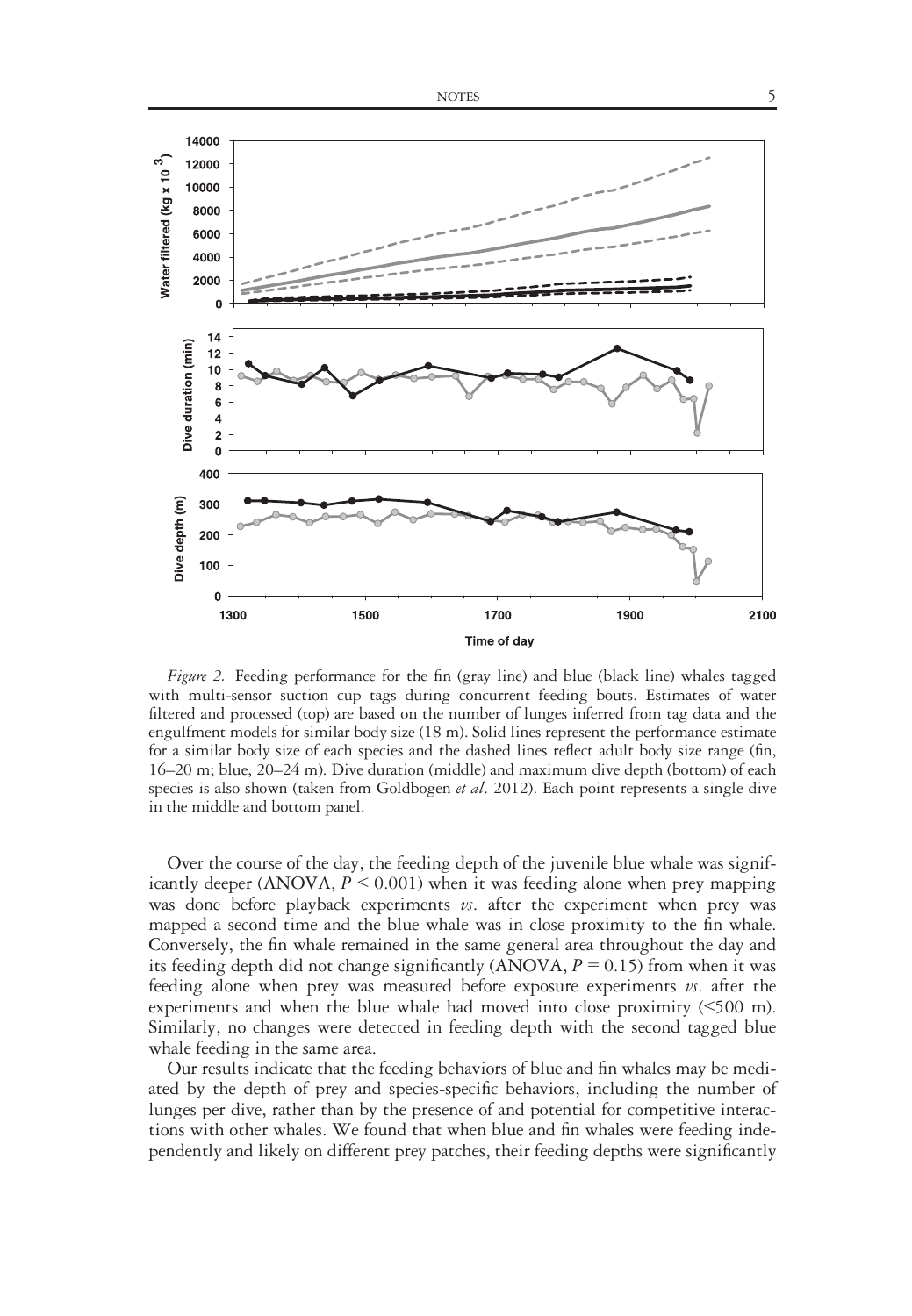*Figure 2.* Feeding performance for the fin (gray line) and blue (black line) whales tagged with multi-sensor suction cup tags during concurrent feeding bouts. Estimates of water filtered and processed (top) are based on the number of lunges inferred from tag data and the engulfment models for similar body size (18 m). Solid lines represent the performance estimate for a similar body size of each species and the dashed lines reflect adult body size range (fin, 16–20 m; blue, 20–24 m). Dive duration (middle) and maximum dive depth (bottom) of each species is also shown (taken from Goldbogen *et al*. 2012). Each point represents a single dive in the middle and bottom panel.

Over the course of the day, the feeding depth of the juvenile blue whale was significantly deeper (ANOVA, $P < 0.001$) when it was feeding alone when prey mapping was done before playback experiments *vs*. after the experiment when prey was mapped a second time and the blue whale was in close proximity to the fin whale. Conversely, the fin whale remained in the same general area throughout the day and its feeding depth did not change significantly (ANOVA, $P = 0.15$) from when it was feeding alone when prey was measured before exposure experiments *vs*. after the experiments and when the blue whale had moved into close proximity (<500 m). Similarly, no changes were detected in feeding depth with the second tagged blue whale feeding in the same area.

Our results indicate that the feeding behaviors of blue and fin whales may be mediated by the depth of prey and species-specific behaviors, including the number of lunges per dive, rather than by the presence of and potential for competitive interactions with other whales. We found that when blue and fin whales were feeding independently and likely on different prey patches, their feeding depths were significantly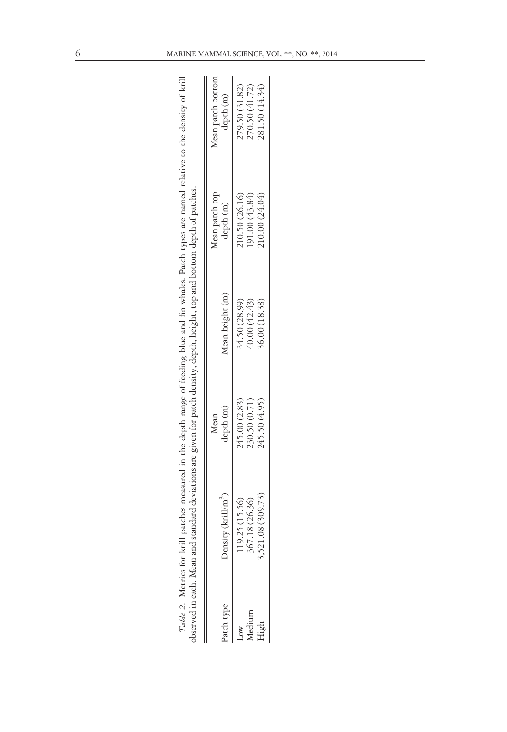*Table 2.* Metrics for krill patches measured in the depth range of feeding blue and fin whales. Patch types are named relative to the density of krill observed in each. Mean and standard deviations are given for patch density, depth, height, top and bottom depth of patches.

| Patch type | Density (krill/m$^3$) | Mean depth (m) | Mean height (m) | Mean patch top depth (m) | Mean patch bottom depth (m) |
|---|---|---|---|---|---|
| Low | 119.25 (15.56) | 245.00 (2.83) | 34.50 (28.99) | 210.50 (26.16) | 279.50 (31.82) |
| Medium | 367.18 (26.36) | 230.50 (0.71) | 40.00 (42.43) | 191.00 (43.84) | 270.50 (41.72) |
| High | 3,521.08 (309.73) | 245.50 (4.95) | 36.00 (18.38) | 210.00 (24.04) | 281.50 (14.34) |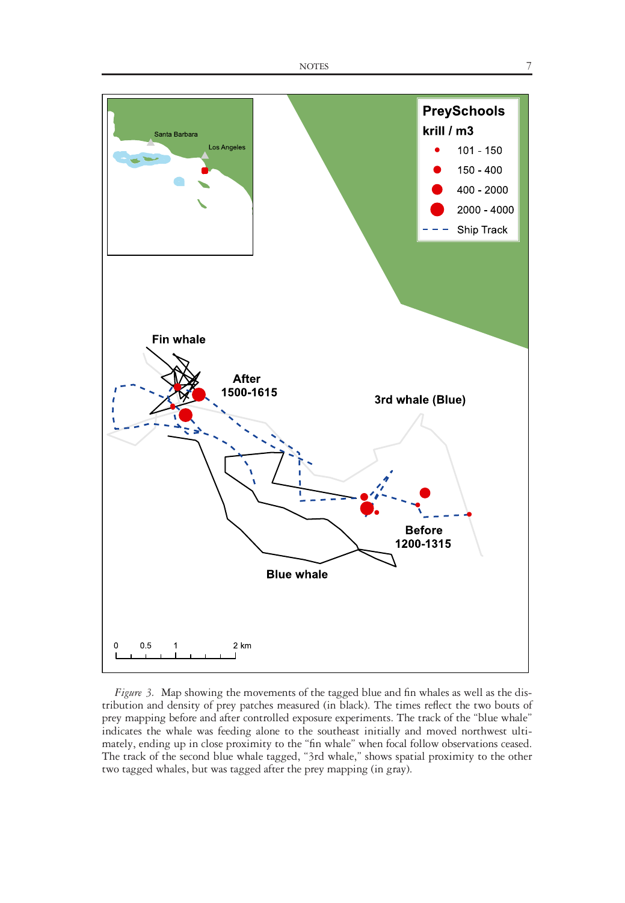*Figure 3.* Map showing the movements of the tagged blue and fin whales as well as the distribution and density of prey patches measured (in black). The times reflect the two bouts of prey mapping before and after controlled exposure experiments. The track of the "blue whale" indicates the whale was feeding alone to the southeast initially and moved northwest ultimately, ending up in close proximity to the "fin whale" when focal follow observations ceased. The track of the second blue whale tagged, "3rd whale," shows spatial proximity to the other two tagged whales, but was tagged after the prey mapping (in gray).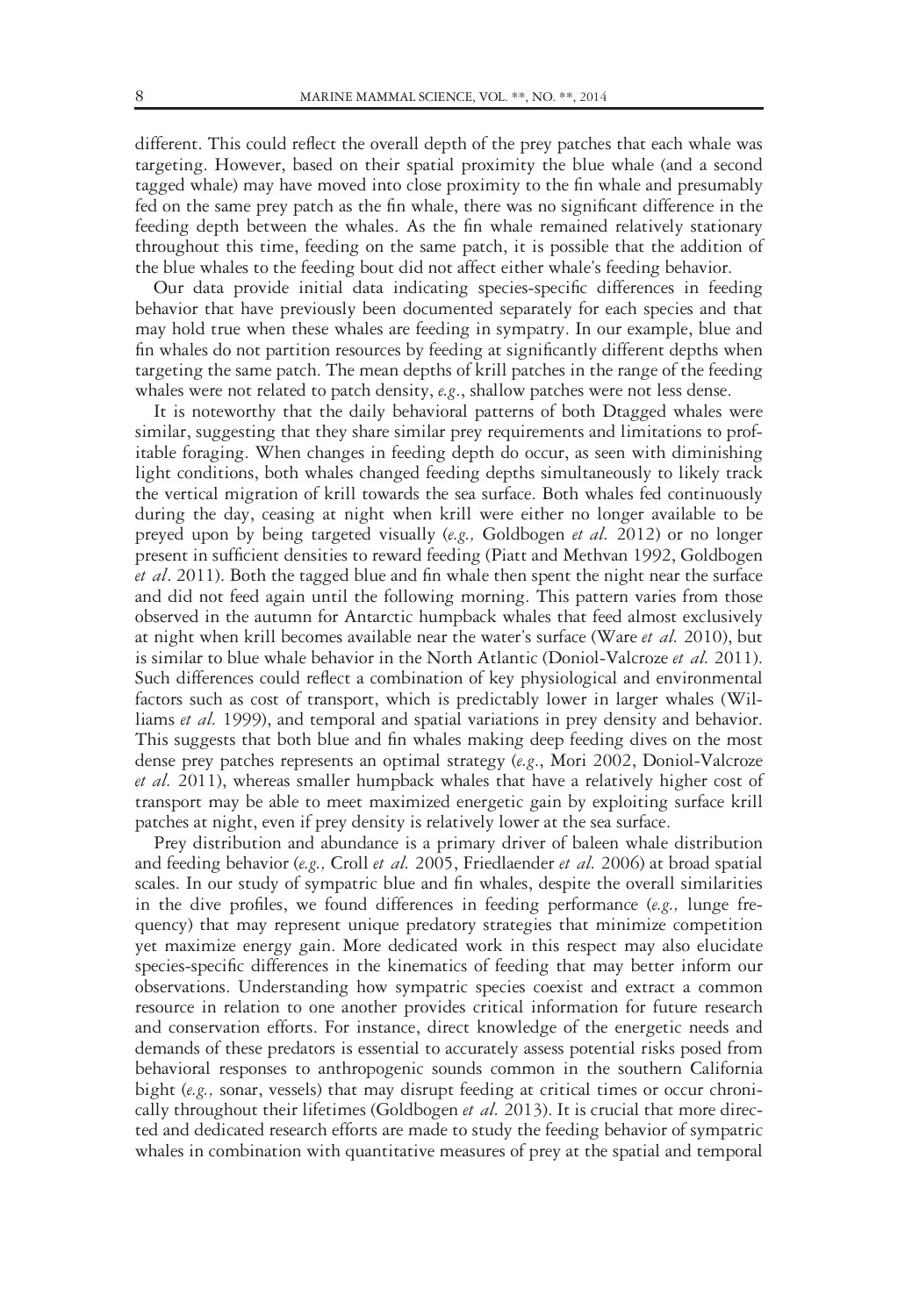different. This could reflect the overall depth of the prey patches that each whale was targeting. However, based on their spatial proximity the blue whale (and a second tagged whale) may have moved into close proximity to the fin whale and presumably fed on the same prey patch as the fin whale, there was no significant difference in the feeding depth between the whales. As the fin whale remained relatively stationary throughout this time, feeding on the same patch, it is possible that the addition of the blue whales to the feeding bout did not affect either whale's feeding behavior.

Our data provide initial data indicating species-specific differences in feeding behavior that have previously been documented separately for each species and that may hold true when these whales are feeding in sympatry. In our example, blue and fin whales do not partition resources by feeding at significantly different depths when targeting the same patch. The mean depths of krill patches in the range of the feeding whales were not related to patch density, *e.g.*, shallow patches were not less dense.

It is noteworthy that the daily behavioral patterns of both Dtagged whales were similar, suggesting that they share similar prey requirements and limitations to profitable foraging. When changes in feeding depth do occur, as seen with diminishing light conditions, both whales changed feeding depths simultaneously to likely track the vertical migration of krill towards the sea surface. Both whales fed continuously during the day, ceasing at night when krill were either no longer available to be preyed upon by being targeted visually (*e.g.,* Goldbogen *et al.* 2012) or no longer present in sufficient densities to reward feeding (Piatt and Methvan 1992, Goldbogen *et al*. 2011). Both the tagged blue and fin whale then spent the night near the surface and did not feed again until the following morning. This pattern varies from those observed in the autumn for Antarctic humpback whales that feed almost exclusively at night when krill becomes available near the water's surface (Ware *et al.* 2010), but is similar to blue whale behavior in the North Atlantic (Doniol-Valcroze *et al.* 2011). Such differences could reflect a combination of key physiological and environmental factors such as cost of transport, which is predictably lower in larger whales (Williams *et al.* 1999), and temporal and spatial variations in prey density and behavior. This suggests that both blue and fin whales making deep feeding dives on the most dense prey patches represents an optimal strategy (*e.g*., Mori 2002, Doniol-Valcroze *et al.* 2011), whereas smaller humpback whales that have a relatively higher cost of transport may be able to meet maximized energetic gain by exploiting surface krill patches at night, even if prey density is relatively lower at the sea surface.

Prey distribution and abundance is a primary driver of baleen whale distribution and feeding behavior (*e.g.,* Croll *et al.* 2005, Friedlaender *et al.* 2006) at broad spatial scales. In our study of sympatric blue and fin whales, despite the overall similarities in the dive profiles, we found differences in feeding performance (*e.g.,* lunge frequency) that may represent unique predatory strategies that minimize competition yet maximize energy gain. More dedicated work in this respect may also elucidate species-specific differences in the kinematics of feeding that may better inform our observations. Understanding how sympatric species coexist and extract a common resource in relation to one another provides critical information for future research and conservation efforts. For instance, direct knowledge of the energetic needs and demands of these predators is essential to accurately assess potential risks posed from behavioral responses to anthropogenic sounds common in the southern California bight (*e.g.,* sonar, vessels) that may disrupt feeding at critical times or occur chronically throughout their lifetimes (Goldbogen *et al.* 2013). It is crucial that more directed and dedicated research efforts are made to study the feeding behavior of sympatric whales in combination with quantitative measures of prey at the spatial and temporal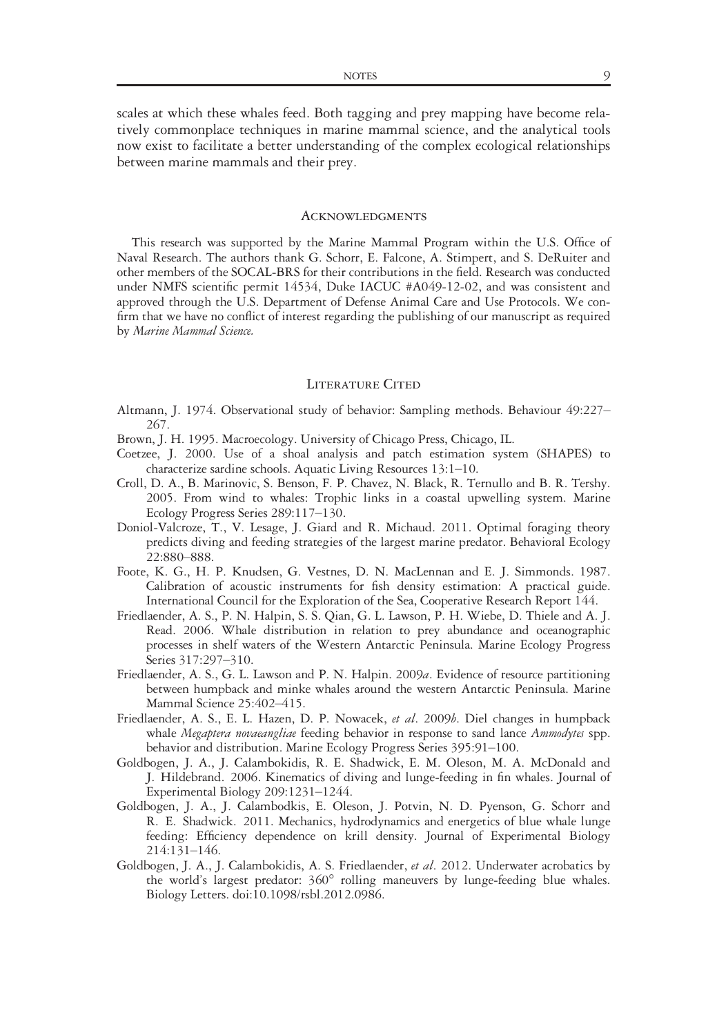scales at which these whales feed. Both tagging and prey mapping have become relatively commonplace techniques in marine mammal science, and the analytical tools now exist to facilitate a better understanding of the complex ecological relationships between marine mammals and their prey.

## Acknowledgments

This research was supported by the Marine Mammal Program within the U.S. Office of Naval Research. The authors thank G. Schorr, E. Falcone, A. Stimpert, and S. DeRuiter and other members of the SOCAL-BRS for their contributions in the field. Research was conducted under NMFS scientific permit 14534, Duke IACUC #A049-12-02, and was consistent and approved through the U.S. Department of Defense Animal Care and Use Protocols. We confirm that we have no conflict of interest regarding the publishing of our manuscript as required by *Marine Mammal Science.*

## Literature Cited

Altmann, J. 1974. Observational study of behavior: Sampling methods. Behaviour 49:227–267.

Brown, J. H. 1995. Macroecology. University of Chicago Press, Chicago, IL.

Coetzee, J. 2000. Use of a shoal analysis and patch estimation system (SHAPES) to characterize sardine schools. Aquatic Living Resources 13:1–10.

Croll, D. A., B. Marinovic, S. Benson, F. P. Chavez, N. Black, R. Ternullo and B. R. Tershy. 2005. From wind to whales: Trophic links in a coastal upwelling system. Marine Ecology Progress Series 289:117–130.

Doniol-Valcroze, T., V. Lesage, J. Giard and R. Michaud. 2011. Optimal foraging theory predicts diving and feeding strategies of the largest marine predator. Behavioral Ecology 22:880–888.

Foote, K. G., H. P. Knudsen, G. Vestnes, D. N. MacLennan and E. J. Simmonds. 1987. Calibration of acoustic instruments for fish density estimation: A practical guide. International Council for the Exploration of the Sea, Cooperative Research Report 144.

Friedlaender, A. S., P. N. Halpin, S. S. Qian, G. L. Lawson, P. H. Wiebe, D. Thiele and A. J. Read. 2006. Whale distribution in relation to prey abundance and oceanographic processes in shelf waters of the Western Antarctic Peninsula. Marine Ecology Progress Series 317:297–310.

Friedlaender, A. S., G. L. Lawson and P. N. Halpin. 2009*a*. Evidence of resource partitioning between humpback and minke whales around the western Antarctic Peninsula. Marine Mammal Science 25:402–415.

Friedlaender, A. S., E. L. Hazen, D. P. Nowacek, *et al*. 2009*b*. Diel changes in humpback whale *Megaptera novaeangliae* feeding behavior in response to sand lance *Ammodytes* spp. behavior and distribution. Marine Ecology Progress Series 395:91–100.

Goldbogen, J. A., J. Calambokidis, R. E. Shadwick, E. M. Oleson, M. A. McDonald and J. Hildebrand. 2006. Kinematics of diving and lunge-feeding in fin whales. Journal of Experimental Biology 209:1231–1244.

Goldbogen, J. A., J. Calambodkis, E. Oleson, J. Potvin, N. D. Pyenson, G. Schorr and R. E. Shadwick. 2011. Mechanics, hydrodynamics and energetics of blue whale lunge feeding: Efficiency dependence on krill density. Journal of Experimental Biology 214:131–146.

Goldbogen, J. A., J. Calambokidis, A. S. Friedlaender, *et al*. 2012. Underwater acrobatics by the world's largest predator: 360° rolling maneuvers by lunge-feeding blue whales. Biology Letters. doi:10.1098/rsbl.2012.0986.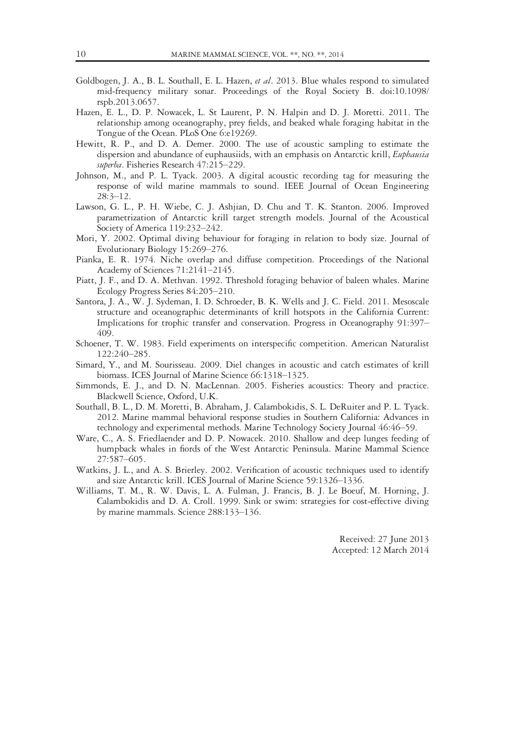Goldbogen, J. A., B. L. Southall, E. L. Hazen, *et al*. 2013. Blue whales respond to simulated mid-frequency military sonar. Proceedings of the Royal Society B. doi:10.1098/rspb.2013.0657.

Hazen, E. L., D. P. Nowacek, L. St Laurent, P. N. Halpin and D. J. Moretti. 2011. The relationship among oceanography, prey fields, and beaked whale foraging habitat in the Tongue of the Ocean. PLoS One 6:e19269.

Hewitt, R. P., and D. A. Demer. 2000. The use of acoustic sampling to estimate the dispersion and abundance of euphausiids, with an emphasis on Antarctic krill, *Euphausia superba*. Fisheries Research 47:215–229.

Johnson, M., and P. L. Tyack. 2003. A digital acoustic recording tag for measuring the response of wild marine mammals to sound. IEEE Journal of Ocean Engineering 28:3–12.

Lawson, G. L., P. H. Wiebe, C. J. Ashjian, D. Chu and T. K. Stanton. 2006. Improved parametrization of Antarctic krill target strength models. Journal of the Acoustical Society of America 119:232–242.

Mori, Y. 2002. Optimal diving behaviour for foraging in relation to body size. Journal of Evolutionary Biology 15:269–276.

Pianka, E. R. 1974. Niche overlap and diffuse competition. Proceedings of the National Academy of Sciences 71:2141–2145.

Piatt, J. F., and D. A. Methvan. 1992. Threshold foraging behavior of baleen whales. Marine Ecology Progress Series 84:205–210.

Santora, J. A., W. J. Sydeman, I. D. Schroeder, B. K. Wells and J. C. Field. 2011. Mesoscale structure and oceanographic determinants of krill hotspots in the California Current: Implications for trophic transfer and conservation. Progress in Oceanography 91:397–409.

Schoener, T. W. 1983. Field experiments on interspecific competition. American Naturalist 122:240–285.

Simard, Y., and M. Sourisseau. 2009. Diel changes in acoustic and catch estimates of krill biomass. ICES Journal of Marine Science 66:1318–1325.

Simmonds, E. J., and D. N. MacLennan. 2005. Fisheries acoustics: Theory and practice. Blackwell Science, Oxford, U.K.

Southall, B. L., D. M. Moretti, B. Abraham, J. Calambokidis, S. L. DeRuiter and P. L. Tyack. 2012. Marine mammal behavioral response studies in Southern California: Advances in technology and experimental methods. Marine Technology Society Journal 46:46–59.

Ware, C., A. S. Friedlaender and D. P. Nowacek. 2010. Shallow and deep lunges feeding of humpback whales in fiords of the West Antarctic Peninsula. Marine Mammal Science 27:587–605.

Watkins, J. L., and A. S. Brierley. 2002. Verification of acoustic techniques used to identify and size Antarctic krill. ICES Journal of Marine Science 59:1326–1336.

Williams, T. M., R. W. Davis, L. A. Fulman, J. Francis, B. J. Le Boeuf, M. Horning, J. Calambokidis and D. A. Croll. 1999. Sink or swim: strategies for cost-effective diving by marine mammals. Science 288:133–136.

Received: 27 June 2013
Accepted: 12 March 2014